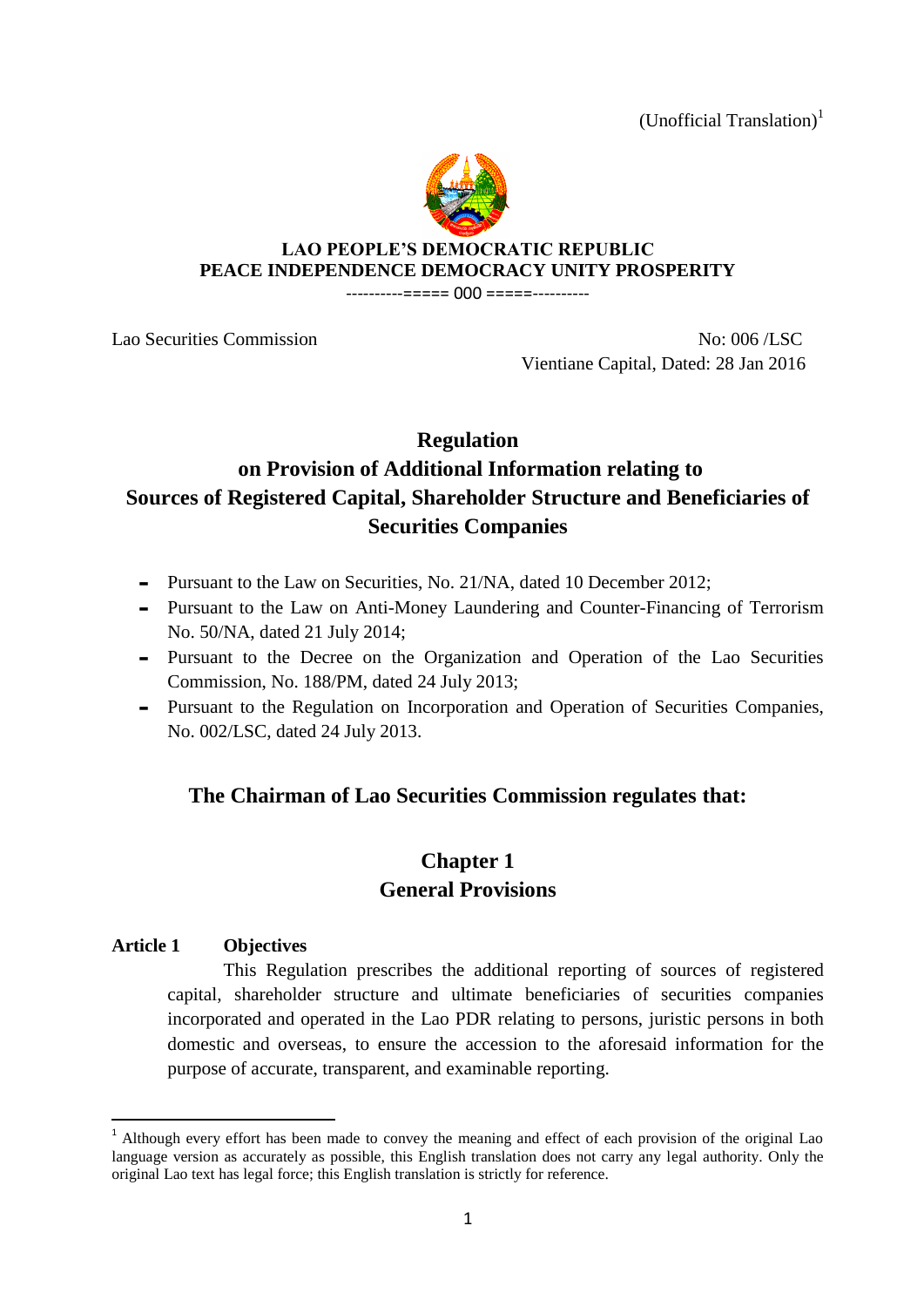(Unofficial Translation)[1]

**LAO PEOPLE'S DEMOCRATIC REPUBLIC**
**PEACE INDEPENDENCE DEMOCRACY UNITY PROSPERITY**

---------===== 000 =====----------

Lao Securities Commission

No: 006 /LSC
Vientiane Capital, Dated: 28 Jan 2016

# Regulation
# on Provision of Additional Information relating to Sources of Registered Capital, Shareholder Structure and Beneficiaries of Securities Companies

- Pursuant to the Law on Securities, No. 21/NA, dated 10 December 2012;
- Pursuant to the Law on Anti-Money Laundering and Counter-Financing of Terrorism No. 50/NA, dated 21 July 2014;
- Pursuant to the Decree on the Organization and Operation of the Lao Securities Commission, No. 188/PM, dated 24 July 2013;
- Pursuant to the Regulation on Incorporation and Operation of Securities Companies, No. 002/LSC, dated 24 July 2013.

## The Chairman of Lao Securities Commission regulates that:

## Chapter 1
## General Provisions

**Article 1 Objectives**

This Regulation prescribes the additional reporting of sources of registered capital, shareholder structure and ultimate beneficiaries of securities companies incorporated and operated in the Lao PDR relating to persons, juristic persons in both domestic and overseas, to ensure the accession to the aforesaid information for the purpose of accurate, transparent, and examinable reporting.

---

[1] Although every effort has been made to convey the meaning and effect of each provision of the original Lao language version as accurately as possible, this English translation does not carry any legal authority. Only the original Lao text has legal force; this English translation is strictly for reference.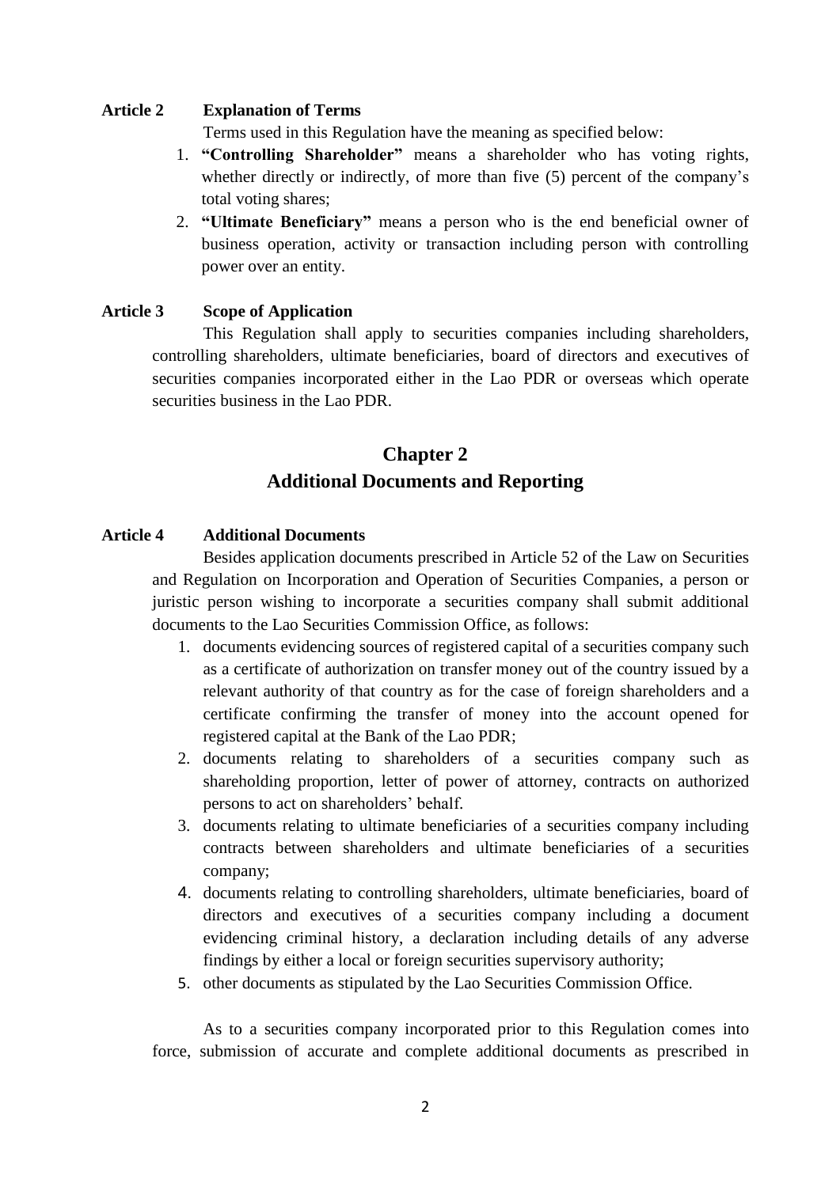**Article 2 Explanation of Terms**

Terms used in this Regulation have the meaning as specified below:

1. **"Controlling Shareholder"** means a shareholder who has voting rights, whether directly or indirectly, of more than five (5) percent of the company's total voting shares;
2. **"Ultimate Beneficiary"** means a person who is the end beneficial owner of business operation, activity or transaction including person with controlling power over an entity.

**Article 3 Scope of Application**

This Regulation shall apply to securities companies including shareholders, controlling shareholders, ultimate beneficiaries, board of directors and executives of securities companies incorporated either in the Lao PDR or overseas which operate securities business in the Lao PDR.

## Chapter 2
## Additional Documents and Reporting

**Article 4 Additional Documents**

Besides application documents prescribed in Article 52 of the Law on Securities and Regulation on Incorporation and Operation of Securities Companies, a person or juristic person wishing to incorporate a securities company shall submit additional documents to the Lao Securities Commission Office, as follows:

1. documents evidencing sources of registered capital of a securities company such as a certificate of authorization on transfer money out of the country issued by a relevant authority of that country as for the case of foreign shareholders and a certificate confirming the transfer of money into the account opened for registered capital at the Bank of the Lao PDR;
2. documents relating to shareholders of a securities company such as shareholding proportion, letter of power of attorney, contracts on authorized persons to act on shareholders' behalf.
3. documents relating to ultimate beneficiaries of a securities company including contracts between shareholders and ultimate beneficiaries of a securities company;
4. documents relating to controlling shareholders, ultimate beneficiaries, board of directors and executives of a securities company including a document evidencing criminal history, a declaration including details of any adverse findings by either a local or foreign securities supervisory authority;
5. other documents as stipulated by the Lao Securities Commission Office.

As to a securities company incorporated prior to this Regulation comes into force, submission of accurate and complete additional documents as prescribed in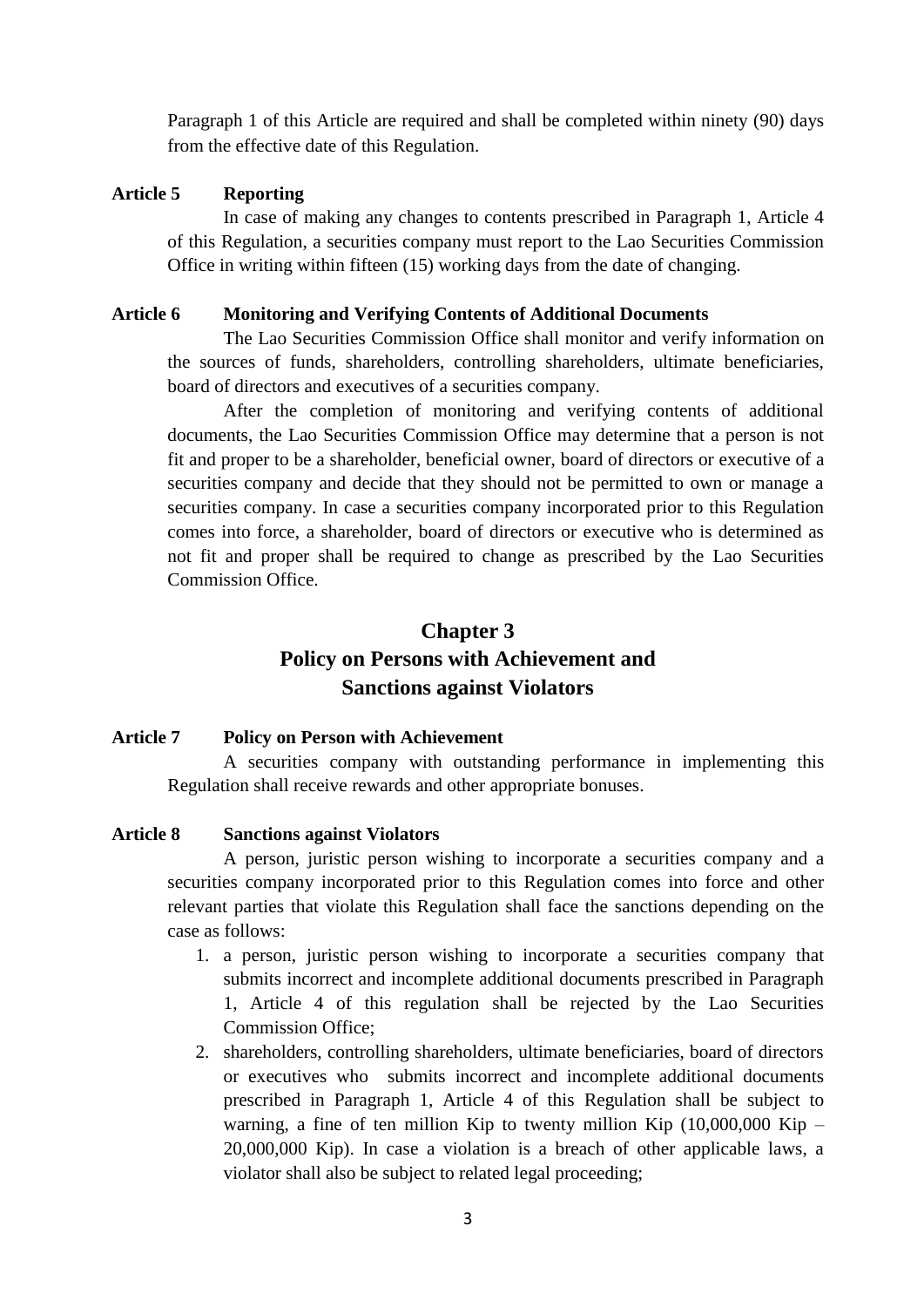Paragraph 1 of this Article are required and shall be completed within ninety (90) days from the effective date of this Regulation.

**Article 5 Reporting**

In case of making any changes to contents prescribed in Paragraph 1, Article 4 of this Regulation, a securities company must report to the Lao Securities Commission Office in writing within fifteen (15) working days from the date of changing.

**Article 6 Monitoring and Verifying Contents of Additional Documents**

The Lao Securities Commission Office shall monitor and verify information on the sources of funds, shareholders, controlling shareholders, ultimate beneficiaries, board of directors and executives of a securities company.

After the completion of monitoring and verifying contents of additional documents, the Lao Securities Commission Office may determine that a person is not fit and proper to be a shareholder, beneficial owner, board of directors or executive of a securities company and decide that they should not be permitted to own or manage a securities company. In case a securities company incorporated prior to this Regulation comes into force, a shareholder, board of directors or executive who is determined as not fit and proper shall be required to change as prescribed by the Lao Securities Commission Office.

## Chapter 3
## Policy on Persons with Achievement and Sanctions against Violators

**Article 7 Policy on Person with Achievement**

A securities company with outstanding performance in implementing this Regulation shall receive rewards and other appropriate bonuses.

**Article 8 Sanctions against Violators**

A person, juristic person wishing to incorporate a securities company and a securities company incorporated prior to this Regulation comes into force and other relevant parties that violate this Regulation shall face the sanctions depending on the case as follows:

1. a person, juristic person wishing to incorporate a securities company that submits incorrect and incomplete additional documents prescribed in Paragraph 1, Article 4 of this regulation shall be rejected by the Lao Securities Commission Office;
2. shareholders, controlling shareholders, ultimate beneficiaries, board of directors or executives who submits incorrect and incomplete additional documents prescribed in Paragraph 1, Article 4 of this Regulation shall be subject to warning, a fine of ten million Kip to twenty million Kip (10,000,000 Kip – 20,000,000 Kip). In case a violation is a breach of other applicable laws, a violator shall also be subject to related legal proceeding;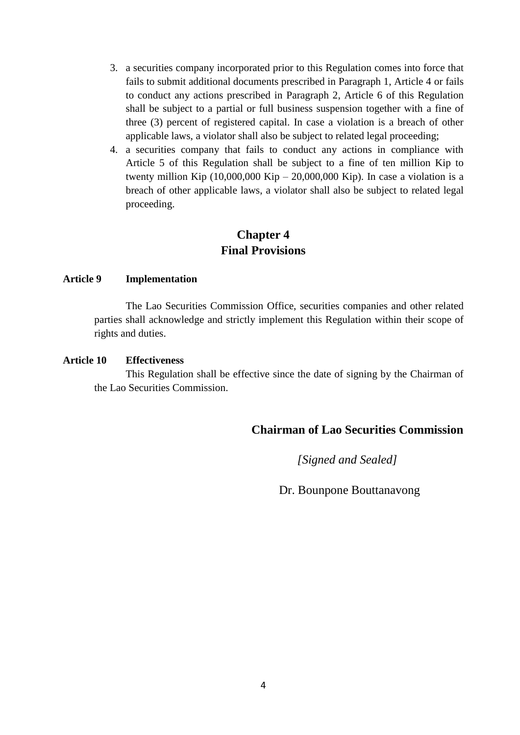3. a securities company incorporated prior to this Regulation comes into force that fails to submit additional documents prescribed in Paragraph 1, Article 4 or fails to conduct any actions prescribed in Paragraph 2, Article 6 of this Regulation shall be subject to a partial or full business suspension together with a fine of three (3) percent of registered capital. In case a violation is a breach of other applicable laws, a violator shall also be subject to related legal proceeding;
4. a securities company that fails to conduct any actions in compliance with Article 5 of this Regulation shall be subject to a fine of ten million Kip to twenty million Kip (10,000,000 Kip – 20,000,000 Kip). In case a violation is a breach of other applicable laws, a violator shall also be subject to related legal proceeding.

## Chapter 4
## Final Provisions

**Article 9 Implementation**

The Lao Securities Commission Office, securities companies and other related parties shall acknowledge and strictly implement this Regulation within their scope of rights and duties.

**Article 10 Effectiveness**

This Regulation shall be effective since the date of signing by the Chairman of the Lao Securities Commission.

**Chairman of Lao Securities Commission**

*[Signed and Sealed]*

Dr. Bounpone Bouttanavong